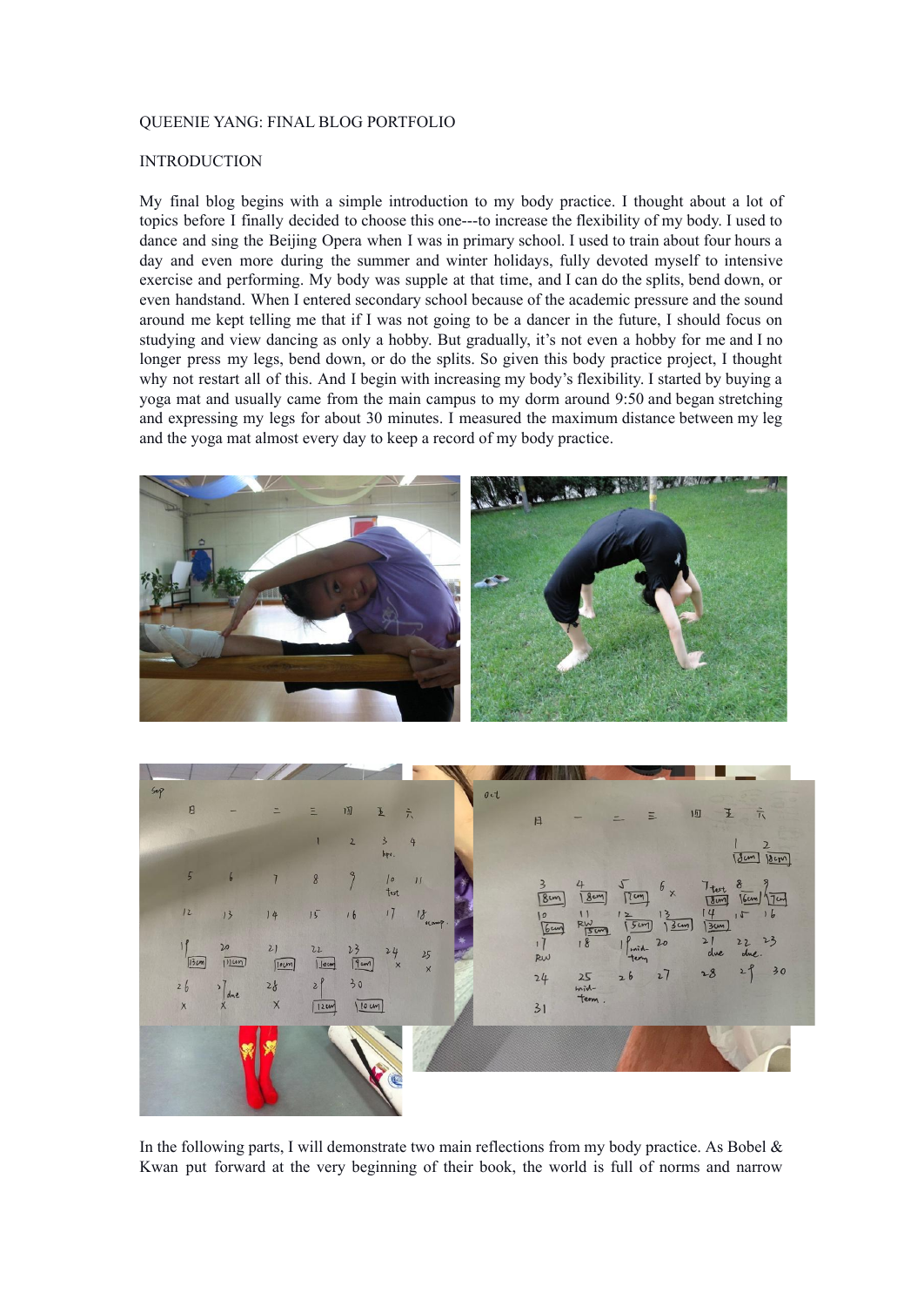QUEENIE YANG: FINAL BLOG PORTFOLIO

INTRODUCTION

My final blog begins with a simple introduction to my body practice. I thought about a lot of topics before I finally decided to choose this one---to increase the flexibility of my body. I used to dance and sing the Beijing Opera when I was in primary school. I used to train about four hours a day and even more during the summer and winter holidays, fully devoted myself to intensive exercise and performing. My body was supple at that time, and I can do the splits, bend down, or even handstand. When I entered secondary school because of the academic pressure and the sound around me kept telling me that if I was not going to be a dancer in the future, I should focus on studying and view dancing as only a hobby. But gradually, it's not even a hobby for me and I no longer press my legs, bend down, or do the splits. So given this body practice project, I thought why not restart all of this. And I begin with increasing my body's flexibility. I started by buying a yoga mat and usually came from the main campus to my dorm around 9:50 and began stretching and expressing my legs for about 30 minutes. I measured the maximum distance between my leg and the yoga mat almost every day to keep a record of my body practice.

In the following parts, I will demonstrate two main reflections from my body practice. As Bobel & Kwan put forward at the very beginning of their book, the world is full of norms and narrow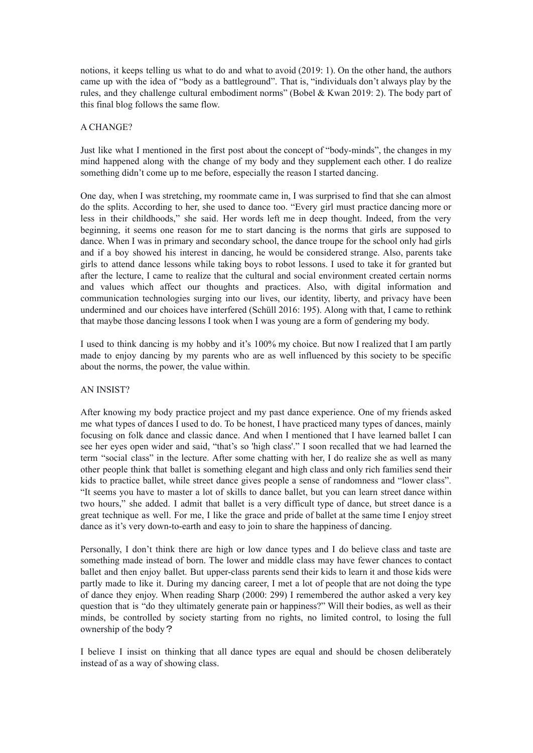notions, it keeps telling us what to do and what to avoid (2019: 1). On the other hand, the authors came up with the idea of "body as a battleground". That is, "individuals don't always play by the rules, and they challenge cultural embodiment norms" (Bobel & Kwan 2019: 2). The body part of this final blog follows the same flow.

## A CHANGE?

Just like what I mentioned in the first post about the concept of "body-minds", the changes in my mind happened along with the change of my body and they supplement each other. I do realize something didn't come up to me before, especially the reason I started dancing.

One day, when I was stretching, my roommate came in, I was surprised to find that she can almost do the splits. According to her, she used to dance too. "Every girl must practice dancing more or less in their childhoods," she said. Her words left me in deep thought. Indeed, from the very beginning, it seems one reason for me to start dancing is the norms that girls are supposed to dance. When I was in primary and secondary school, the dance troupe for the school only had girls and if a boy showed his interest in dancing, he would be considered strange. Also, parents take girls to attend dance lessons while taking boys to robot lessons. I used to take it for granted but after the lecture, I came to realize that the cultural and social environment created certain norms and values which affect our thoughts and practices. Also, with digital information and communication technologies surging into our lives, our identity, liberty, and privacy have been undermined and our choices have interfered (Schüll 2016: 195). Along with that, I came to rethink that maybe those dancing lessons I took when I was young are a form of gendering my body.

I used to think dancing is my hobby and it's 100% my choice. But now I realized that I am partly made to enjoy dancing by my parents who are as well influenced by this society to be specific about the norms, the power, the value within.

## AN INSIST?

After knowing my body practice project and my past dance experience. One of my friends asked me what types of dances I used to do. To be honest, I have practiced many types of dances, mainly focusing on folk dance and classic dance. And when I mentioned that I have learned ballet I can see her eyes open wider and said, "that's so 'high class'." I soon recalled that we had learned the term "social class" in the lecture. After some chatting with her, I do realize she as well as many other people think that ballet is something elegant and high class and only rich families send their kids to practice ballet, while street dance gives people a sense of randomness and "lower class". "It seems you have to master a lot of skills to dance ballet, but you can learn street dance within two hours," she added. I admit that ballet is a very difficult type of dance, but street dance is a great technique as well. For me, I like the grace and pride of ballet at the same time I enjoy street dance as it's very down-to-earth and easy to join to share the happiness of dancing.

Personally, I don't think there are high or low dance types and I do believe class and taste are something made instead of born. The lower and middle class may have fewer chances to contact ballet and then enjoy ballet. But upper-class parents send their kids to learn it and those kids were partly made to like it. During my dancing career, I met a lot of people that are not doing the type of dance they enjoy. When reading Sharp (2000: 299) I remembered the author asked a very key question that is "do they ultimately generate pain or happiness?" Will their bodies, as well as their minds, be controlled by society starting from no rights, no limited control, to losing the full ownership of the body？

I believe I insist on thinking that all dance types are equal and should be chosen deliberately instead of as a way of showing class.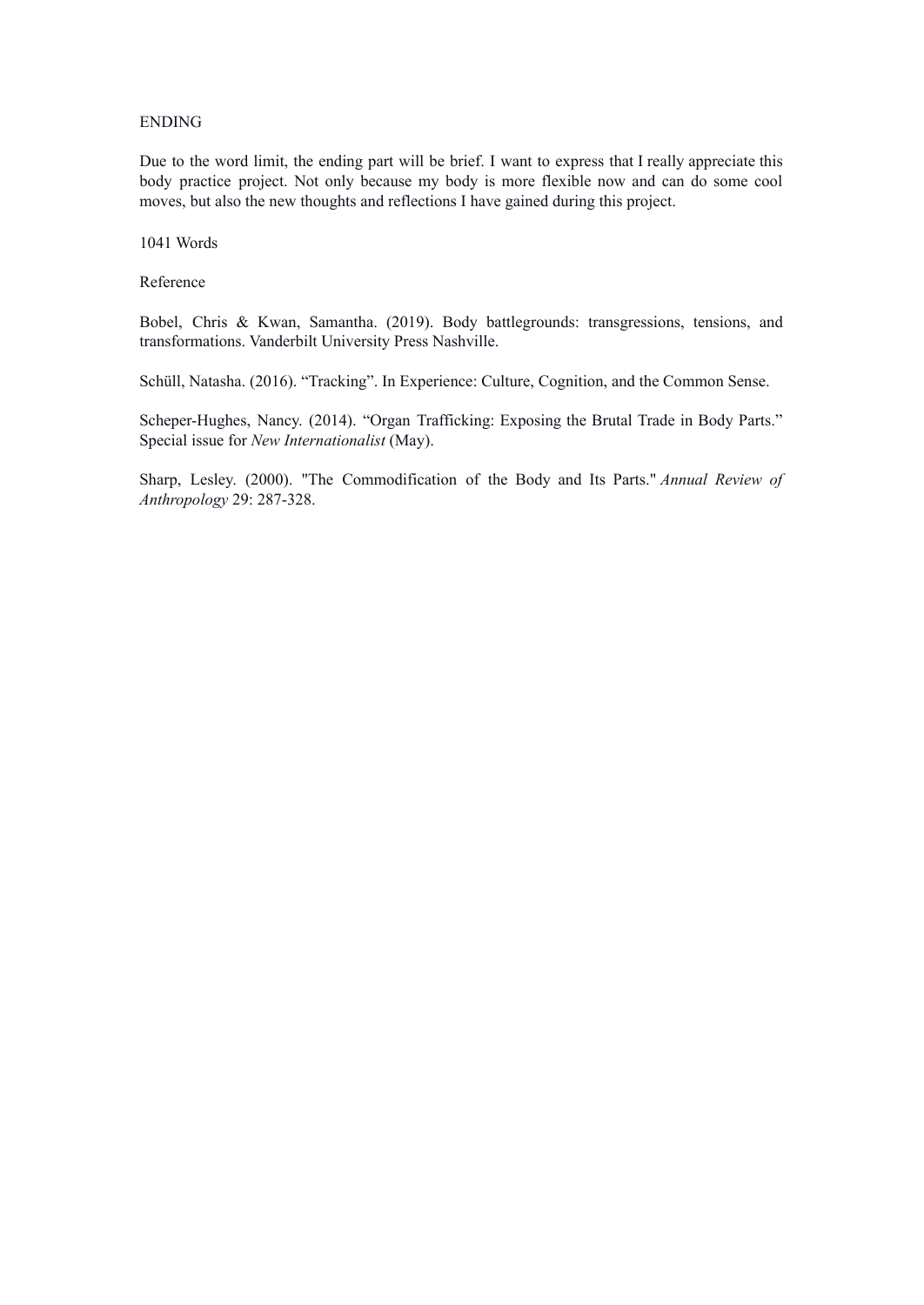## ENDING

Due to the word limit, the ending part will be brief. I want to express that I really appreciate this body practice project. Not only because my body is more flexible now and can do some cool moves, but also the new thoughts and reflections I have gained during this project.

1041 Words

## Reference

Bobel, Chris & Kwan, Samantha. (2019). Body battlegrounds: transgressions, tensions, and transformations. Vanderbilt University Press Nashville.

Schüll, Natasha. (2016). “Tracking”. In Experience: Culture, Cognition, and the Common Sense.

Scheper-Hughes, Nancy. (2014). “Organ Trafficking: Exposing the Brutal Trade in Body Parts.” Special issue for *New Internationalist* (May).

Sharp, Lesley. (2000). "The Commodification of the Body and Its Parts." *Annual Review of Anthropology* 29: 287-328.